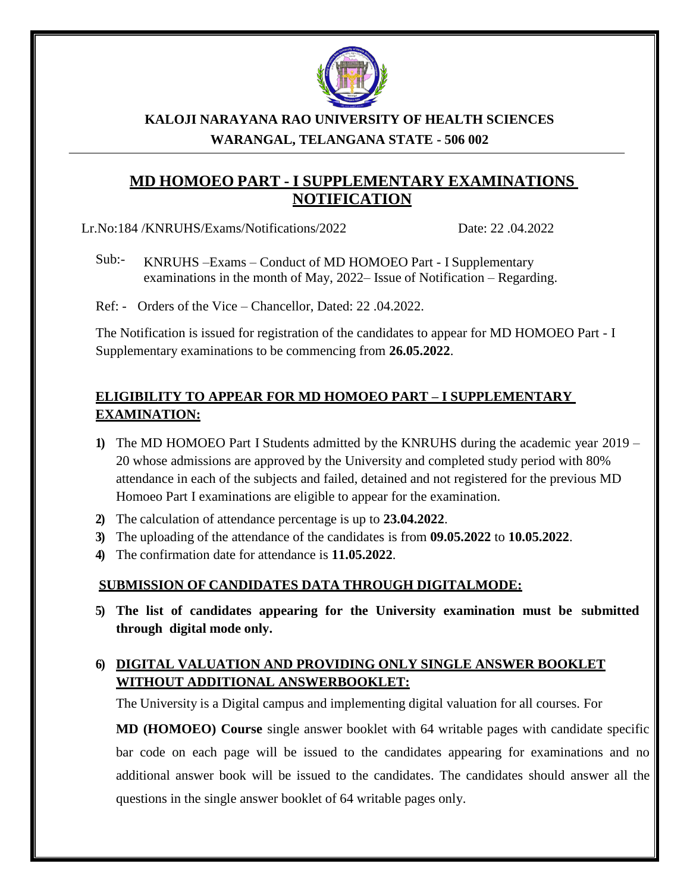# KALOJI NARAYANA RAO UNIVERSITY OF HEALTH SCIENCES
## WARANGAL, TELANGANA STATE - 506 002

## MD HOMOEO PART - I SUPPLEMENTARY EXAMINATIONS NOTIFICATION

Lr.No:184 /KNRUHS/Exams/Notifications/2022 Date: 22 .04.2022

Sub:- KNRUHS –Exams – Conduct of MD HOMOEO Part - I Supplementary examinations in the month of May, 2022– Issue of Notification – Regarding.

Ref: - Orders of the Vice – Chancellor, Dated: 22 .04.2022.

The Notification is issued for registration of the candidates to appear for MD HOMOEO Part - I Supplementary examinations to be commencing from **26.05.2022**.

### ELIGIBILITY TO APPEAR FOR MD HOMOEO PART – I SUPPLEMENTARY EXAMINATION:

1) The MD HOMOEO Part I Students admitted by the KNRUHS during the academic year 2019 – 20 whose admissions are approved by the University and completed study period with 80% attendance in each of the subjects and failed, detained and not registered for the previous MD Homoeo Part I examinations are eligible to appear for the examination.
2) The calculation of attendance percentage is up to **23.04.2022**.
3) The uploading of the attendance of the candidates is from **09.05.2022** to **10.05.2022**.
4) The confirmation date for attendance is **11.05.2022**.

### SUBMISSION OF CANDIDATES DATA THROUGH DIGITALMODE:

5) **The list of candidates appearing for the University examination must be submitted through digital mode only.**

6) **DIGITAL VALUATION AND PROVIDING ONLY SINGLE ANSWER BOOKLET WITHOUT ADDITIONAL ANSWERBOOKLET:**

   The University is a Digital campus and implementing digital valuation for all courses. For

   **MD (HOMOEO) Course** single answer booklet with 64 writable pages with candidate specific bar code on each page will be issued to the candidates appearing for examinations and no additional answer book will be issued to the candidates. The candidates should answer all the questions in the single answer booklet of 64 writable pages only.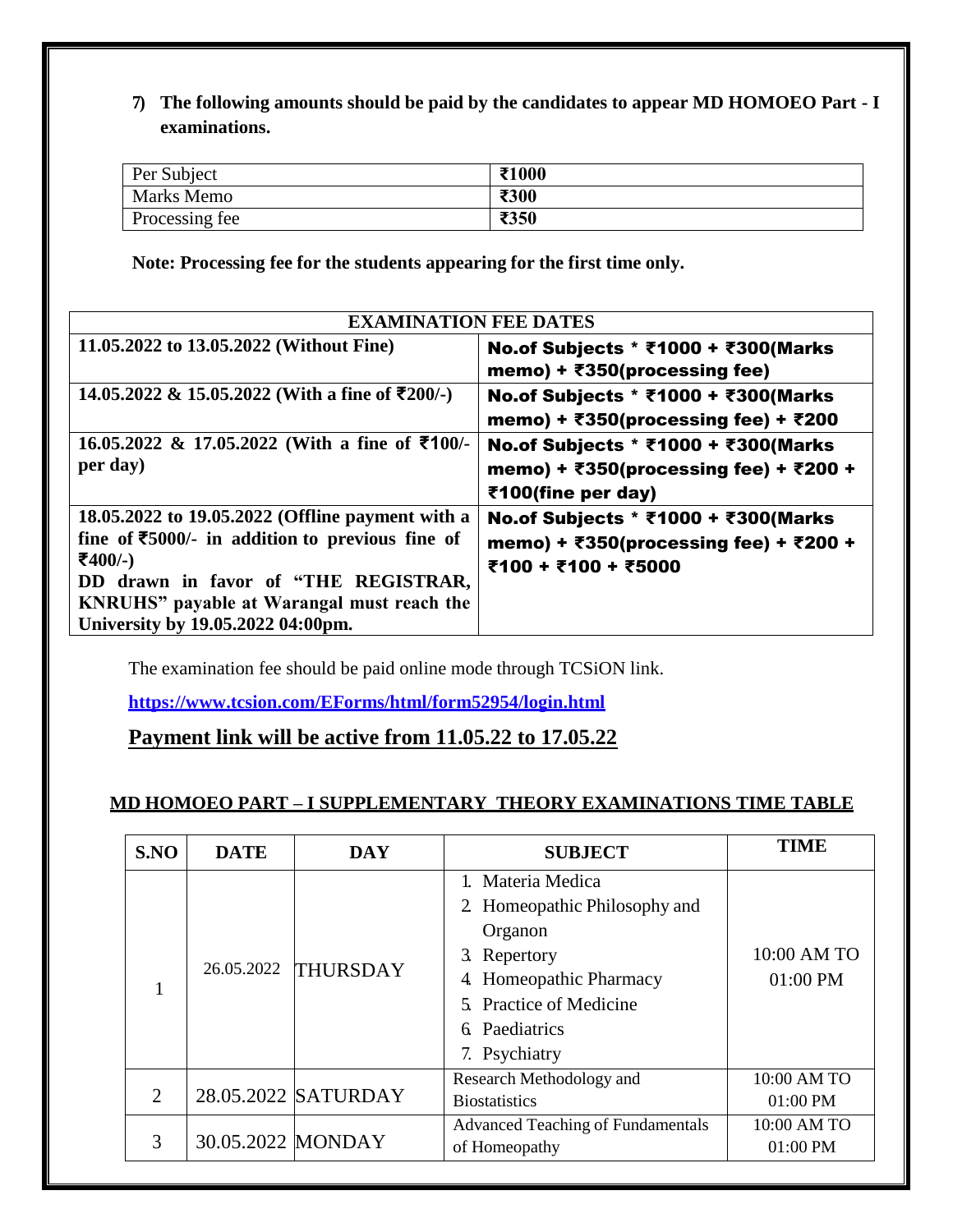7) **The following amounts should be paid by the candidates to appear MD HOMOEO Part - I examinations.**

| Per Subject | **₹1000** |
|---|---|
| Marks Memo | **₹300** |
| Processing fee | **₹350** |

**Note: Processing fee for the students appearing for the first time only.**

| **EXAMINATION FEE DATES** | |
|---|---|
| **11.05.2022 to 13.05.2022 (Without Fine)** | **No.of Subjects * ₹1000 + ₹300(Marks memo) + ₹350(processing fee)** |
| **14.05.2022 & 15.05.2022 (With a fine of ₹200/-)** | **No.of Subjects * ₹1000 + ₹300(Marks memo) + ₹350(processing fee) + ₹200** |
| **16.05.2022 & 17.05.2022 (With a fine of ₹100/- per day)** | **No.of Subjects * ₹1000 + ₹300(Marks memo) + ₹350(processing fee) + ₹200 + ₹100(fine per day)** |
| **18.05.2022 to 19.05.2022 (Offline payment with a fine of ₹5000/- in addition to previous fine of ₹400/-) DD drawn in favor of "THE REGISTRAR, KNRUHS" payable at Warangal must reach the University by 19.05.2022 04:00pm.** | **No.of Subjects * ₹1000 + ₹300(Marks memo) + ₹350(processing fee) + ₹200 + ₹100 + ₹100 + ₹5000** |

The examination fee should be paid online mode through TCSiON link.

**https://www.tcsion.com/EForms/html/form52954/login.html**

## Payment link will be active from 11.05.22 to 17.05.22

### MD HOMOEO PART – I SUPPLEMENTARY THEORY EXAMINATIONS TIME TABLE

| S.NO | DATE | DAY | SUBJECT | TIME |
|---|---|---|---|---|
| 1 | 26.05.2022 | THURSDAY | 1. Materia Medica<br>2. Homeopathic Philosophy and Organon<br>3. Repertory<br>4. Homeopathic Pharmacy<br>5. Practice of Medicine<br>6. Paediatrics<br>7. Psychiatry | 10:00 AM TO 01:00 PM |
| 2 | 28.05.2022 | SATURDAY | Research Methodology and Biostatistics | 10:00 AM TO 01:00 PM |
| 3 | 30.05.2022 | MONDAY | Advanced Teaching of Fundamentals of Homeopathy | 10:00 AM TO 01:00 PM |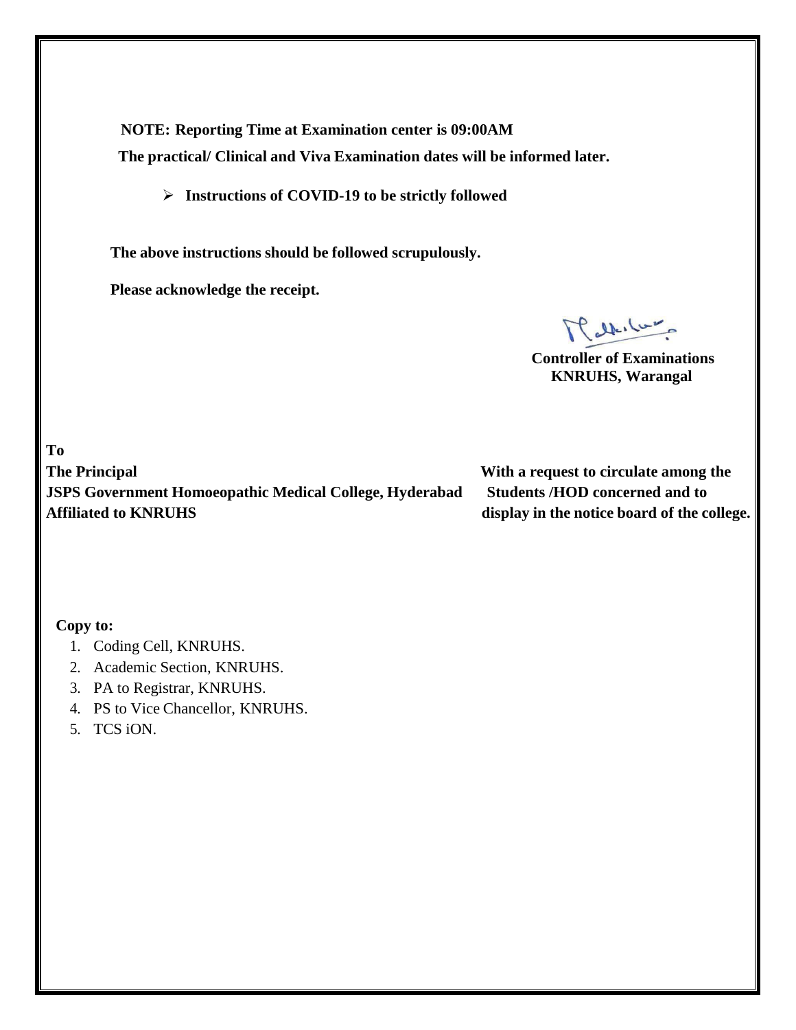**NOTE: Reporting Time at Examination center is 09:00AM**

**The practical/ Clinical and Viva Examination dates will be informed later.**

- **Instructions of COVID-19 to be strictly followed**

**The above instructions should be followed scrupulously.**

**Please acknowledge the receipt.**

**Controller of Examinations**
**KNRUHS, Warangal**

**To**
**The Principal**
**JSPS Government Homoeopathic Medical College, Hyderabad**
**Affiliated to KNRUHS**

**With a request to circulate among the Students /HOD concerned and to display in the notice board of the college.**

**Copy to:**

1. Coding Cell, KNRUHS.
2. Academic Section, KNRUHS.
3. PA to Registrar, KNRUHS.
4. PS to Vice Chancellor, KNRUHS.
5. TCS iON.